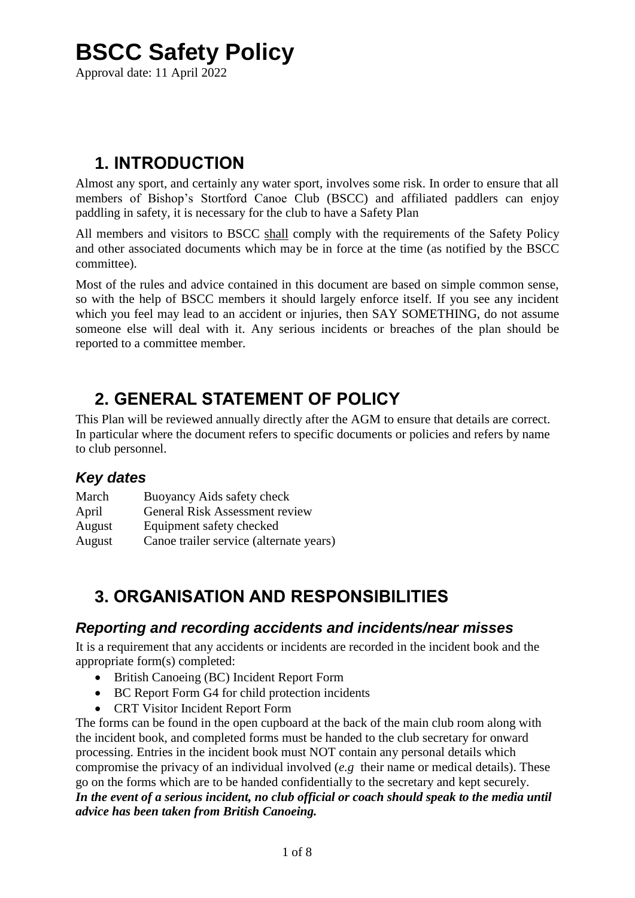# BSCC Safety Policy

Approval date: 11 April 2022

## 1. INTRODUCTION

Almost any sport, and certainly any water sport, involves some risk. In order to ensure that all members of Bishop's Stortford Canoe Club (BSCC) and affiliated paddlers can enjoy paddling in safety, it is necessary for the club to have a Safety Plan

All members and visitors to BSCC <u>shall</u> comply with the requirements of the Safety Policy and other associated documents which may be in force at the time (as notified by the BSCC committee).

Most of the rules and advice contained in this document are based on simple common sense, so with the help of BSCC members it should largely enforce itself. If you see any incident which you feel may lead to an accident or injuries, then SAY SOMETHING, do not assume someone else will deal with it. Any serious incidents or breaches of the plan should be reported to a committee member.

## 2. GENERAL STATEMENT OF POLICY

This Plan will be reviewed annually directly after the AGM to ensure that details are correct. In particular where the document refers to specific documents or policies and refers by name to club personnel.

### *Key dates*

| | |
|---|---|
| March | Buoyancy Aids safety check |
| April | General Risk Assessment review |
| August | Equipment safety checked |
| August | Canoe trailer service (alternate years) |

## 3. ORGANISATION AND RESPONSIBILITIES

### *Reporting and recording accidents and incidents/near misses*

It is a requirement that any accidents or incidents are recorded in the incident book and the appropriate form(s) completed:

- British Canoeing (BC) Incident Report Form
- BC Report Form G4 for child protection incidents
- CRT Visitor Incident Report Form

The forms can be found in the open cupboard at the back of the main club room along with the incident book, and completed forms must be handed to the club secretary for onward processing. Entries in the incident book must NOT contain any personal details which compromise the privacy of an individual involved (*e.g* their name or medical details). These go on the forms which are to be handed confidentially to the secretary and kept securely.

***In the event of a serious incident, no club official or coach should speak to the media until advice has been taken from British Canoeing.***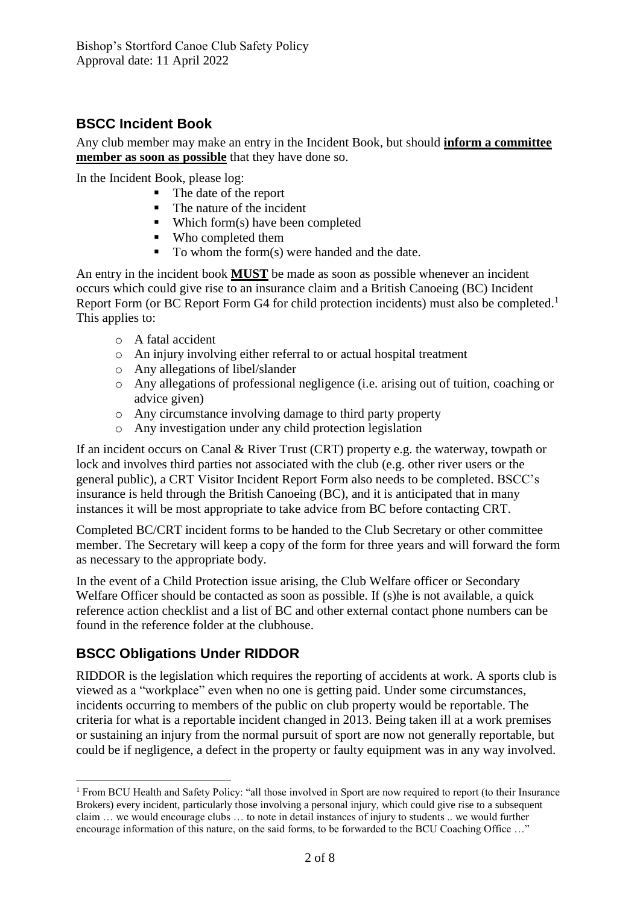## BSCC Incident Book

Any club member may make an entry in the Incident Book, but should **inform a committee member as soon as possible** that they have done so.

In the Incident Book, please log:

- The date of the report
- The nature of the incident
- Which form(s) have been completed
- Who completed them
- To whom the form(s) were handed and the date.

An entry in the incident book **MUST** be made as soon as possible whenever an incident occurs which could give rise to an insurance claim and a British Canoeing (BC) Incident Report Form (or BC Report Form G4 for child protection incidents) must also be completed.[1] This applies to:

- A fatal accident
- An injury involving either referral to or actual hospital treatment
- Any allegations of libel/slander
- Any allegations of professional negligence (i.e. arising out of tuition, coaching or advice given)
- Any circumstance involving damage to third party property
- Any investigation under any child protection legislation

If an incident occurs on Canal & River Trust (CRT) property e.g. the waterway, towpath or lock and involves third parties not associated with the club (e.g. other river users or the general public), a CRT Visitor Incident Report Form also needs to be completed. BSCC's insurance is held through the British Canoeing (BC), and it is anticipated that in many instances it will be most appropriate to take advice from BC before contacting CRT.

Completed BC/CRT incident forms to be handed to the Club Secretary or other committee member. The Secretary will keep a copy of the form for three years and will forward the form as necessary to the appropriate body.

In the event of a Child Protection issue arising, the Club Welfare officer or Secondary Welfare Officer should be contacted as soon as possible. If (s)he is not available, a quick reference action checklist and a list of BC and other external contact phone numbers can be found in the reference folder at the clubhouse.

## BSCC Obligations Under RIDDOR

RIDDOR is the legislation which requires the reporting of accidents at work. A sports club is viewed as a "workplace" even when no one is getting paid. Under some circumstances, incidents occurring to members of the public on club property would be reportable. The criteria for what is a reportable incident changed in 2013. Being taken ill at a work premises or sustaining an injury from the normal pursuit of sport are now not generally reportable, but could be if negligence, a defect in the property or faulty equipment was in any way involved.

---

[1] From BCU Health and Safety Policy: "all those involved in Sport are now required to report (to their Insurance Brokers) every incident, particularly those involving a personal injury, which could give rise to a subsequent claim … we would encourage clubs … to note in detail instances of injury to students .. we would further encourage information of this nature, on the said forms, to be forwarded to the BCU Coaching Office …"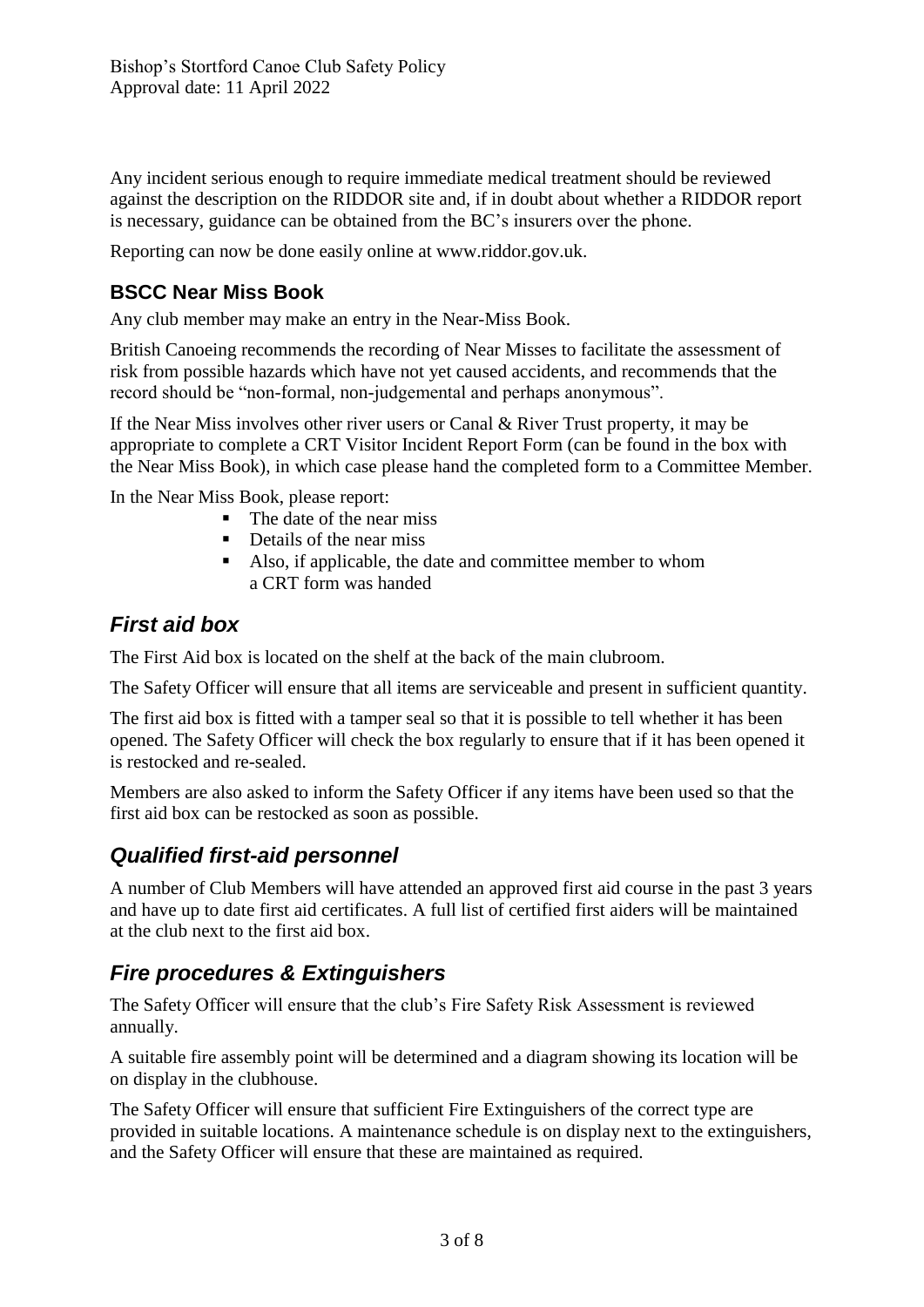Any incident serious enough to require immediate medical treatment should be reviewed against the description on the RIDDOR site and, if in doubt about whether a RIDDOR report is necessary, guidance can be obtained from the BC's insurers over the phone.

Reporting can now be done easily online at www.riddor.gov.uk.

### BSCC Near Miss Book

Any club member may make an entry in the Near-Miss Book.

British Canoeing recommends the recording of Near Misses to facilitate the assessment of risk from possible hazards which have not yet caused accidents, and recommends that the record should be "non-formal, non-judgemental and perhaps anonymous".

If the Near Miss involves other river users or Canal & River Trust property, it may be appropriate to complete a CRT Visitor Incident Report Form (can be found in the box with the Near Miss Book), in which case please hand the completed form to a Committee Member.

In the Near Miss Book, please report:

- The date of the near miss
- Details of the near miss
- Also, if applicable, the date and committee member to whom a CRT form was handed

## *First aid box*

The First Aid box is located on the shelf at the back of the main clubroom.

The Safety Officer will ensure that all items are serviceable and present in sufficient quantity.

The first aid box is fitted with a tamper seal so that it is possible to tell whether it has been opened. The Safety Officer will check the box regularly to ensure that if it has been opened it is restocked and re-sealed.

Members are also asked to inform the Safety Officer if any items have been used so that the first aid box can be restocked as soon as possible.

## *Qualified first-aid personnel*

A number of Club Members will have attended an approved first aid course in the past 3 years and have up to date first aid certificates. A full list of certified first aiders will be maintained at the club next to the first aid box.

## *Fire procedures & Extinguishers*

The Safety Officer will ensure that the club's Fire Safety Risk Assessment is reviewed annually.

A suitable fire assembly point will be determined and a diagram showing its location will be on display in the clubhouse.

The Safety Officer will ensure that sufficient Fire Extinguishers of the correct type are provided in suitable locations. A maintenance schedule is on display next to the extinguishers, and the Safety Officer will ensure that these are maintained as required.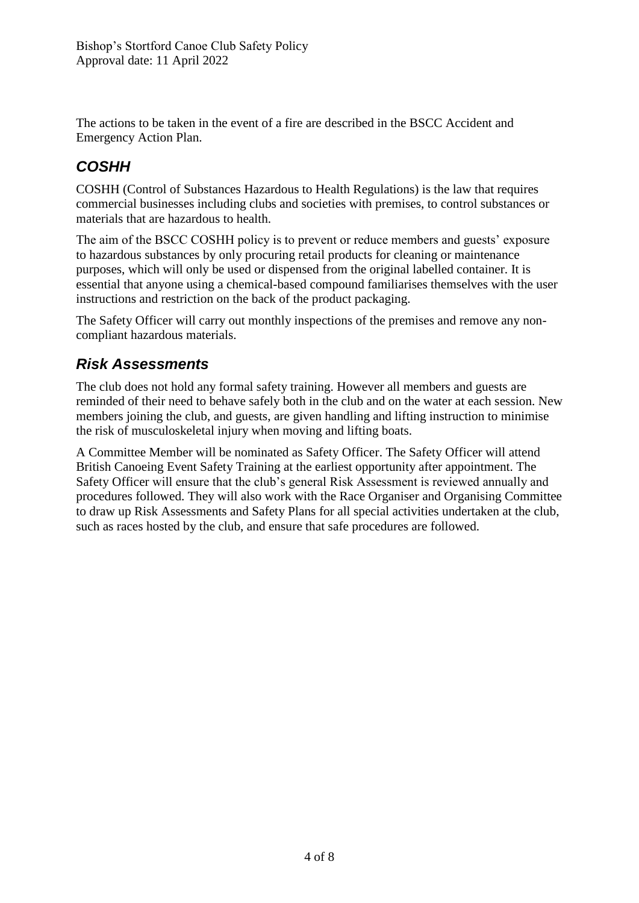The actions to be taken in the event of a fire are described in the BSCC Accident and Emergency Action Plan.

## *COSHH*

COSHH (Control of Substances Hazardous to Health Regulations) is the law that requires commercial businesses including clubs and societies with premises, to control substances or materials that are hazardous to health.

The aim of the BSCC COSHH policy is to prevent or reduce members and guests' exposure to hazardous substances by only procuring retail products for cleaning or maintenance purposes, which will only be used or dispensed from the original labelled container. It is essential that anyone using a chemical-based compound familiarises themselves with the user instructions and restriction on the back of the product packaging.

The Safety Officer will carry out monthly inspections of the premises and remove any non-compliant hazardous materials.

## *Risk Assessments*

The club does not hold any formal safety training. However all members and guests are reminded of their need to behave safely both in the club and on the water at each session. New members joining the club, and guests, are given handling and lifting instruction to minimise the risk of musculoskeletal injury when moving and lifting boats.

A Committee Member will be nominated as Safety Officer. The Safety Officer will attend British Canoeing Event Safety Training at the earliest opportunity after appointment. The Safety Officer will ensure that the club's general Risk Assessment is reviewed annually and procedures followed. They will also work with the Race Organiser and Organising Committee to draw up Risk Assessments and Safety Plans for all special activities undertaken at the club, such as races hosted by the club, and ensure that safe procedures are followed.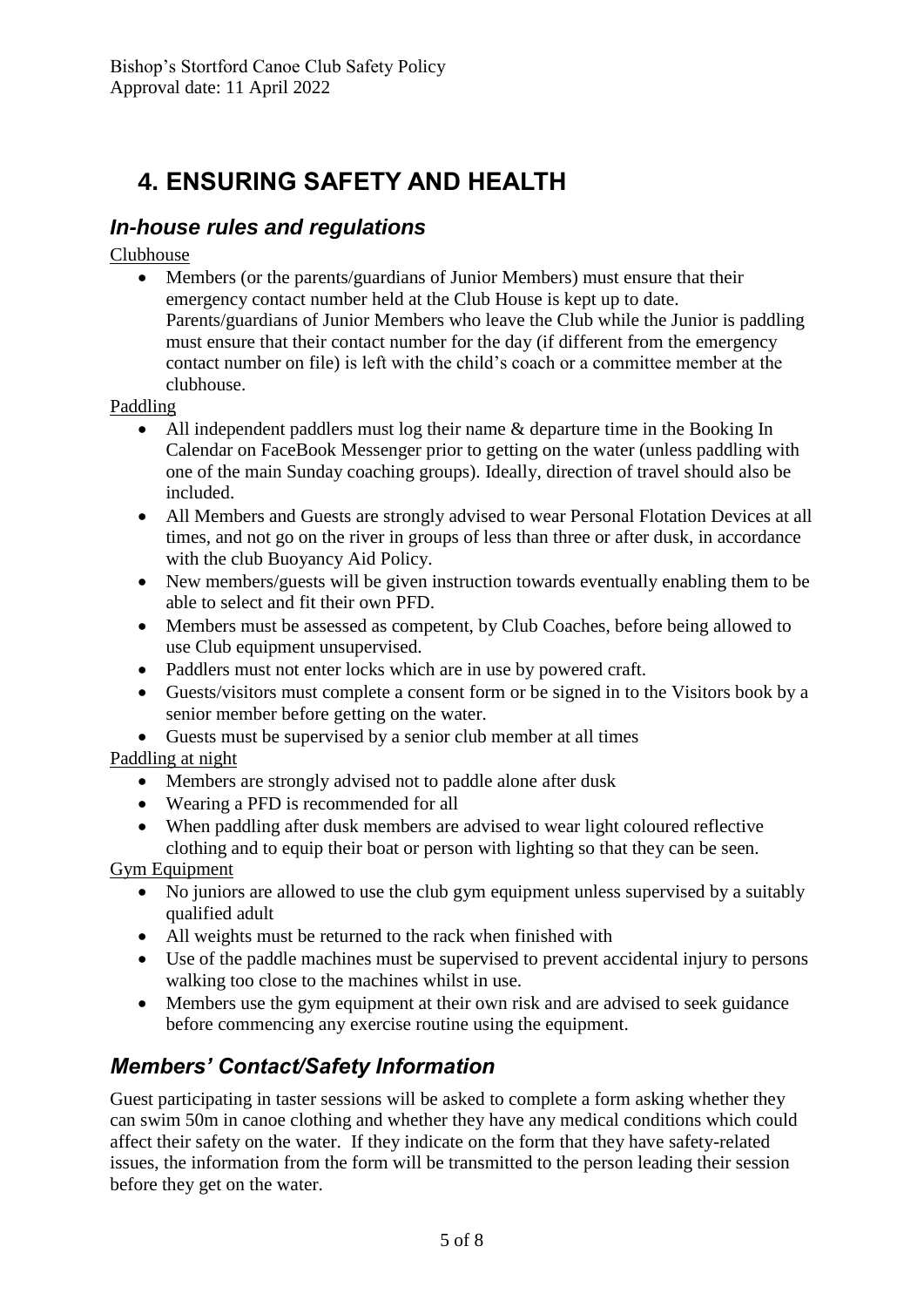# 4. ENSURING SAFETY AND HEALTH

## *In-house rules and regulations*

Clubhouse

- Members (or the parents/guardians of Junior Members) must ensure that their emergency contact number held at the Club House is kept up to date. Parents/guardians of Junior Members who leave the Club while the Junior is paddling must ensure that their contact number for the day (if different from the emergency contact number on file) is left with the child's coach or a committee member at the clubhouse.

Paddling

- All independent paddlers must log their name & departure time in the Booking In Calendar on FaceBook Messenger prior to getting on the water (unless paddling with one of the main Sunday coaching groups). Ideally, direction of travel should also be included.
- All Members and Guests are strongly advised to wear Personal Flotation Devices at all times, and not go on the river in groups of less than three or after dusk, in accordance with the club Buoyancy Aid Policy.
- New members/guests will be given instruction towards eventually enabling them to be able to select and fit their own PFD.
- Members must be assessed as competent, by Club Coaches, before being allowed to use Club equipment unsupervised.
- Paddlers must not enter locks which are in use by powered craft.
- Guests/visitors must complete a consent form or be signed in to the Visitors book by a senior member before getting on the water.
- Guests must be supervised by a senior club member at all times

Paddling at night

- Members are strongly advised not to paddle alone after dusk
- Wearing a PFD is recommended for all
- When paddling after dusk members are advised to wear light coloured reflective clothing and to equip their boat or person with lighting so that they can be seen.

Gym Equipment

- No juniors are allowed to use the club gym equipment unless supervised by a suitably qualified adult
- All weights must be returned to the rack when finished with
- Use of the paddle machines must be supervised to prevent accidental injury to persons walking too close to the machines whilst in use.
- Members use the gym equipment at their own risk and are advised to seek guidance before commencing any exercise routine using the equipment.

## *Members' Contact/Safety Information*

Guest participating in taster sessions will be asked to complete a form asking whether they can swim 50m in canoe clothing and whether they have any medical conditions which could affect their safety on the water. If they indicate on the form that they have safety-related issues, the information from the form will be transmitted to the person leading their session before they get on the water.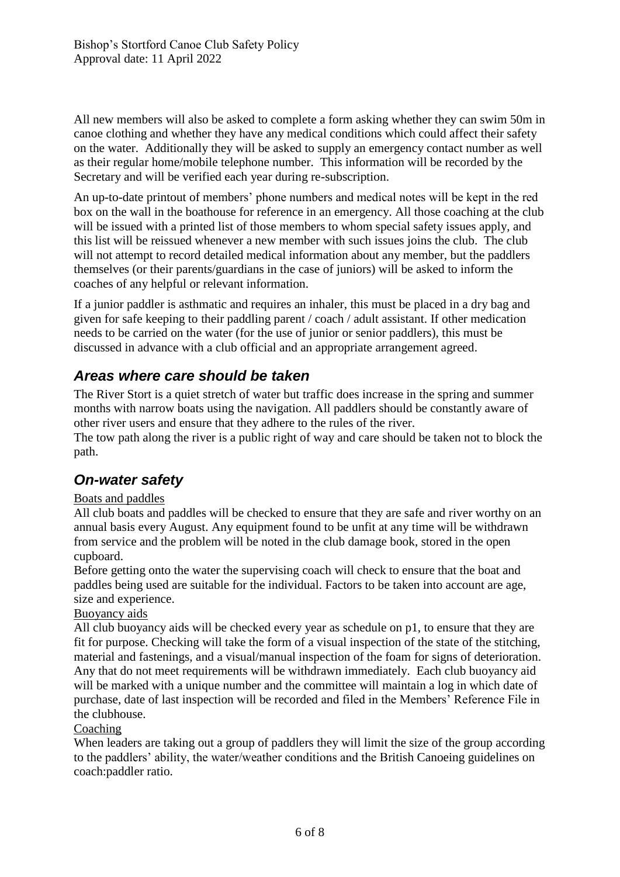All new members will also be asked to complete a form asking whether they can swim 50m in canoe clothing and whether they have any medical conditions which could affect their safety on the water. Additionally they will be asked to supply an emergency contact number as well as their regular home/mobile telephone number. This information will be recorded by the Secretary and will be verified each year during re-subscription.

An up-to-date printout of members' phone numbers and medical notes will be kept in the red box on the wall in the boathouse for reference in an emergency. All those coaching at the club will be issued with a printed list of those members to whom special safety issues apply, and this list will be reissued whenever a new member with such issues joins the club. The club will not attempt to record detailed medical information about any member, but the paddlers themselves (or their parents/guardians in the case of juniors) will be asked to inform the coaches of any helpful or relevant information.

If a junior paddler is asthmatic and requires an inhaler, this must be placed in a dry bag and given for safe keeping to their paddling parent / coach / adult assistant. If other medication needs to be carried on the water (for the use of junior or senior paddlers), this must be discussed in advance with a club official and an appropriate arrangement agreed.

## *Areas where care should be taken*

The River Stort is a quiet stretch of water but traffic does increase in the spring and summer months with narrow boats using the navigation. All paddlers should be constantly aware of other river users and ensure that they adhere to the rules of the river.

The tow path along the river is a public right of way and care should be taken not to block the path.

## *On-water safety*

<u>Boats and paddles</u>

All club boats and paddles will be checked to ensure that they are safe and river worthy on an annual basis every August. Any equipment found to be unfit at any time will be withdrawn from service and the problem will be noted in the club damage book, stored in the open cupboard.

Before getting onto the water the supervising coach will check to ensure that the boat and paddles being used are suitable for the individual. Factors to be taken into account are age, size and experience.

<u>Buoyancy aids</u>

All club buoyancy aids will be checked every year as schedule on p1, to ensure that they are fit for purpose. Checking will take the form of a visual inspection of the state of the stitching, material and fastenings, and a visual/manual inspection of the foam for signs of deterioration. Any that do not meet requirements will be withdrawn immediately. Each club buoyancy aid will be marked with a unique number and the committee will maintain a log in which date of purchase, date of last inspection will be recorded and filed in the Members' Reference File in the clubhouse.

<u>Coaching</u>

When leaders are taking out a group of paddlers they will limit the size of the group according to the paddlers' ability, the water/weather conditions and the British Canoeing guidelines on coach:paddler ratio.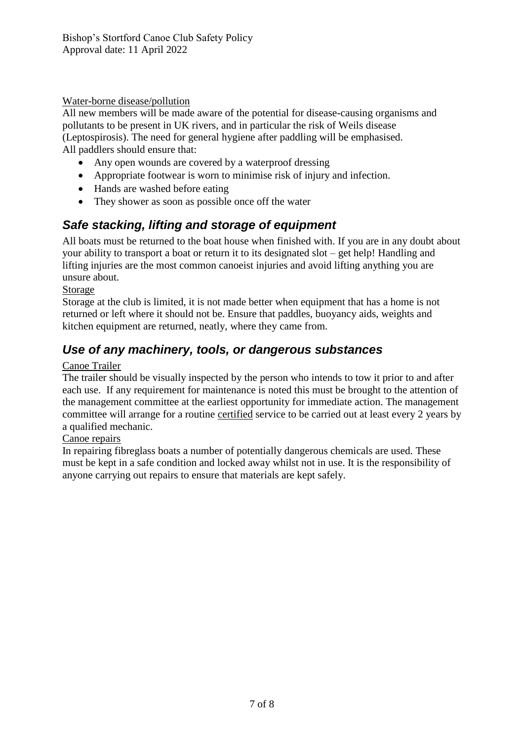Water-borne disease/pollution

All new members will be made aware of the potential for disease-causing organisms and pollutants to be present in UK rivers, and in particular the risk of Weils disease (Leptospirosis). The need for general hygiene after paddling will be emphasised.
All paddlers should ensure that:

- Any open wounds are covered by a waterproof dressing
- Appropriate footwear is worn to minimise risk of injury and infection.
- Hands are washed before eating
- They shower as soon as possible once off the water

## *Safe stacking, lifting and storage of equipment*

All boats must be returned to the boat house when finished with. If you are in any doubt about your ability to transport a boat or return it to its designated slot – get help! Handling and lifting injuries are the most common canoeist injuries and avoid lifting anything you are unsure about.

Storage

Storage at the club is limited, it is not made better when equipment that has a home is not returned or left where it should not be. Ensure that paddles, buoyancy aids, weights and kitchen equipment are returned, neatly, where they came from.

## *Use of any machinery, tools, or dangerous substances*

Canoe Trailer

The trailer should be visually inspected by the person who intends to tow it prior to and after each use. If any requirement for maintenance is noted this must be brought to the attention of the management committee at the earliest opportunity for immediate action. The management committee will arrange for a routine certified service to be carried out at least every 2 years by a qualified mechanic.

Canoe repairs

In repairing fibreglass boats a number of potentially dangerous chemicals are used. These must be kept in a safe condition and locked away whilst not in use. It is the responsibility of anyone carrying out repairs to ensure that materials are kept safely.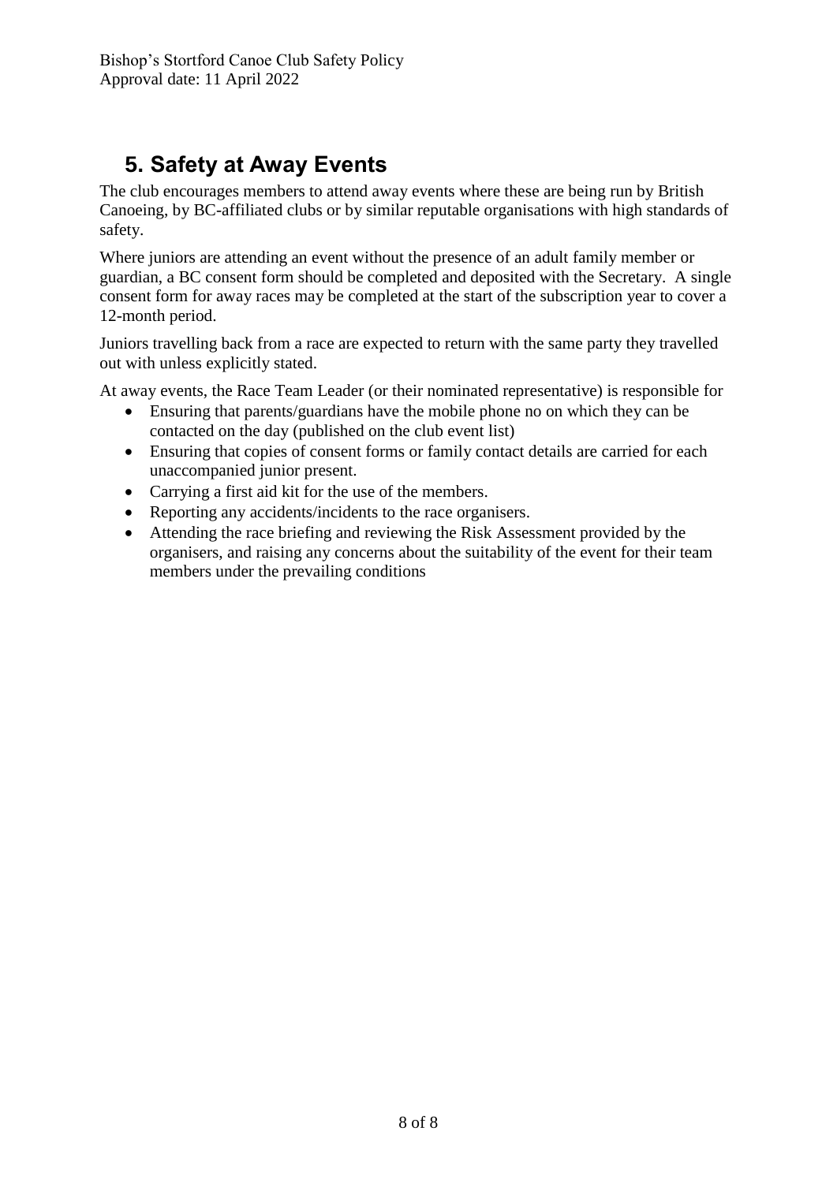## 5. Safety at Away Events

The club encourages members to attend away events where these are being run by British Canoeing, by BC-affiliated clubs or by similar reputable organisations with high standards of safety.

Where juniors are attending an event without the presence of an adult family member or guardian, a BC consent form should be completed and deposited with the Secretary. A single consent form for away races may be completed at the start of the subscription year to cover a 12-month period.

Juniors travelling back from a race are expected to return with the same party they travelled out with unless explicitly stated.

At away events, the Race Team Leader (or their nominated representative) is responsible for

- Ensuring that parents/guardians have the mobile phone no on which they can be contacted on the day (published on the club event list)
- Ensuring that copies of consent forms or family contact details are carried for each unaccompanied junior present.
- Carrying a first aid kit for the use of the members.
- Reporting any accidents/incidents to the race organisers.
- Attending the race briefing and reviewing the Risk Assessment provided by the organisers, and raising any concerns about the suitability of the event for their team members under the prevailing conditions